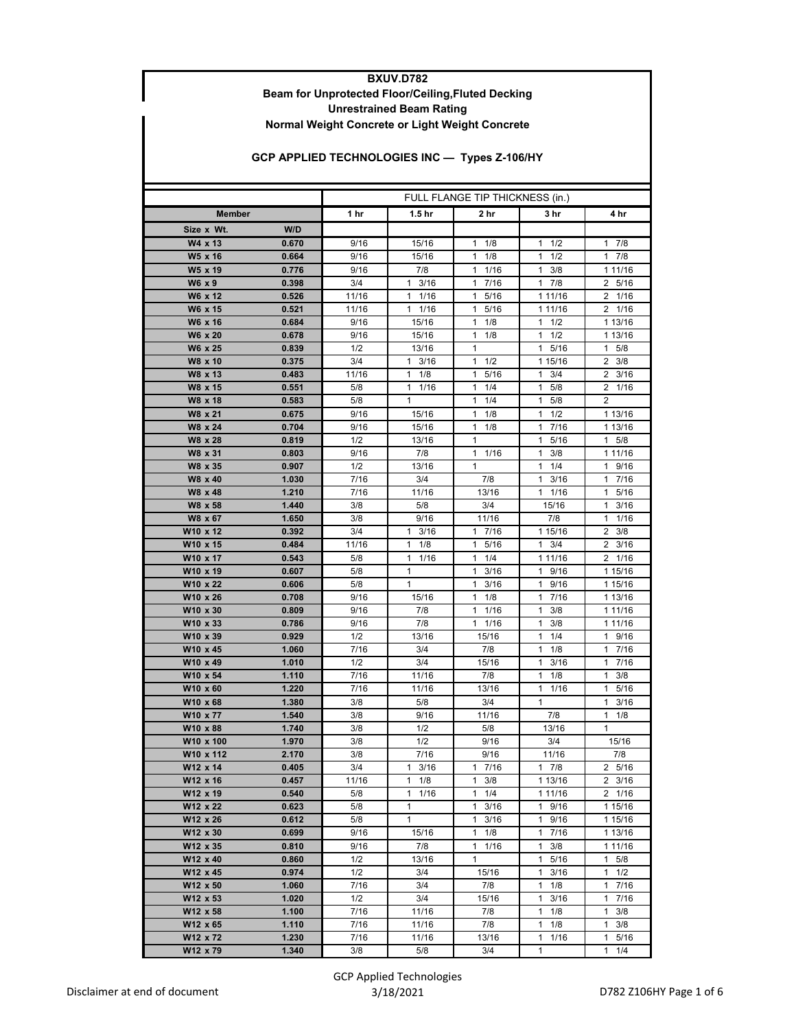**BXUV.D782**

**Beam for Unprotected Floor/Ceiling,Fluted Decking**

**Unrestrained Beam Rating**

**Normal Weight Concrete or Light Weight Concrete**

**GCP APPLIED TECHNOLOGIES INC — Types Z-106/HY**

| Member | | FULL FLANGE TIP THICKNESS (in.) | | | | |
|---|---|---|---|---|---|---|
| | | 1 hr | 1.5 hr | 2 hr | 3 hr | 4 hr |
| Size x Wt. | W/D | | | | | |
| W4 x 13 | 0.670 | 9/16 | 15/16 | 1 1/8 | 1 1/2 | 1 7/8 |
| W5 x 16 | 0.664 | 9/16 | 15/16 | 1 1/8 | 1 1/2 | 1 7/8 |
| W5 x 19 | 0.776 | 9/16 | 7/8 | 1 1/16 | 1 3/8 | 1 11/16 |
| W6 x 9 | 0.398 | 3/4 | 1 3/16 | 1 7/16 | 1 7/8 | 2 5/16 |
| W6 x 12 | 0.526 | 11/16 | 1 1/16 | 1 5/16 | 1 11/16 | 2 1/16 |
| W6 x 15 | 0.521 | 11/16 | 1 1/16 | 1 5/16 | 1 11/16 | 2 1/16 |
| W6 x 16 | 0.684 | 9/16 | 15/16 | 1 1/8 | 1 1/2 | 1 13/16 |
| W6 x 20 | 0.678 | 9/16 | 15/16 | 1 1/8 | 1 1/2 | 1 13/16 |
| W6 x 25 | 0.839 | 1/2 | 13/16 | 1 | 1 5/16 | 1 5/8 |
| W8 x 10 | 0.375 | 3/4 | 1 3/16 | 1 1/2 | 1 15/16 | 2 3/8 |
| W8 x 13 | 0.483 | 11/16 | 1 1/8 | 1 5/16 | 1 3/4 | 2 3/16 |
| W8 x 15 | 0.551 | 5/8 | 1 1/16 | 1 1/4 | 1 5/8 | 2 1/16 |
| W8 x 18 | 0.583 | 5/8 | 1 | 1 1/4 | 1 5/8 | 2 |
| W8 x 21 | 0.675 | 9/16 | 15/16 | 1 1/8 | 1 1/2 | 1 13/16 |
| W8 x 24 | 0.704 | 9/16 | 15/16 | 1 1/8 | 1 7/16 | 1 13/16 |
| W8 x 28 | 0.819 | 1/2 | 13/16 | 1 | 1 5/16 | 1 5/8 |
| W8 x 31 | 0.803 | 9/16 | 7/8 | 1 1/16 | 1 3/8 | 1 11/16 |
| W8 x 35 | 0.907 | 1/2 | 13/16 | 1 | 1 1/4 | 1 9/16 |
| W8 x 40 | 1.030 | 7/16 | 3/4 | 7/8 | 1 3/16 | 1 7/16 |
| W8 x 48 | 1.210 | 7/16 | 11/16 | 13/16 | 1 1/16 | 1 5/16 |
| W8 x 58 | 1.440 | 3/8 | 5/8 | 3/4 | 15/16 | 1 3/16 |
| W8 x 67 | 1.650 | 3/8 | 9/16 | 11/16 | 7/8 | 1 1/16 |
| W10 x 12 | 0.392 | 3/4 | 1 3/16 | 1 7/16 | 1 15/16 | 2 3/8 |
| W10 x 15 | 0.484 | 11/16 | 1 1/8 | 1 5/16 | 1 3/4 | 2 3/16 |
| W10 x 17 | 0.543 | 5/8 | 1 1/16 | 1 1/4 | 1 11/16 | 2 1/16 |
| W10 x 19 | 0.607 | 5/8 | 1 | 1 3/16 | 1 9/16 | 1 15/16 |
| W10 x 22 | 0.606 | 5/8 | 1 | 1 3/16 | 1 9/16 | 1 15/16 |
| W10 x 26 | 0.708 | 9/16 | 15/16 | 1 1/8 | 1 7/16 | 1 13/16 |
| W10 x 30 | 0.809 | 9/16 | 7/8 | 1 1/16 | 1 3/8 | 1 11/16 |
| W10 x 33 | 0.786 | 9/16 | 7/8 | 1 1/16 | 1 3/8 | 1 11/16 |
| W10 x 39 | 0.929 | 1/2 | 13/16 | 15/16 | 1 1/4 | 1 9/16 |
| W10 x 45 | 1.060 | 7/16 | 3/4 | 7/8 | 1 1/8 | 1 7/16 |
| W10 x 49 | 1.010 | 1/2 | 3/4 | 15/16 | 1 3/16 | 1 7/16 |
| W10 x 54 | 1.110 | 7/16 | 11/16 | 7/8 | 1 1/8 | 1 3/8 |
| W10 x 60 | 1.220 | 7/16 | 11/16 | 13/16 | 1 1/16 | 1 5/16 |
| W10 x 68 | 1.380 | 3/8 | 5/8 | 3/4 | 1 | 1 3/16 |
| W10 x 77 | 1.540 | 3/8 | 9/16 | 11/16 | 7/8 | 1 1/8 |
| W10 x 88 | 1.740 | 3/8 | 1/2 | 5/8 | 13/16 | 1 |
| W10 x 100 | 1.970 | 3/8 | 1/2 | 9/16 | 3/4 | 15/16 |
| W10 x 112 | 2.170 | 3/8 | 7/16 | 9/16 | 11/16 | 7/8 |
| W12 x 14 | 0.405 | 3/4 | 1 3/16 | 1 7/16 | 1 7/8 | 2 5/16 |
| W12 x 16 | 0.457 | 11/16 | 1 1/8 | 1 3/8 | 1 13/16 | 2 3/16 |
| W12 x 19 | 0.540 | 5/8 | 1 1/16 | 1 1/4 | 1 11/16 | 2 1/16 |
| W12 x 22 | 0.623 | 5/8 | 1 | 1 3/16 | 1 9/16 | 1 15/16 |
| W12 x 26 | 0.612 | 5/8 | 1 | 1 3/16 | 1 9/16 | 1 15/16 |
| W12 x 30 | 0.699 | 9/16 | 15/16 | 1 1/8 | 1 7/16 | 1 13/16 |
| W12 x 35 | 0.810 | 9/16 | 7/8 | 1 1/16 | 1 3/8 | 1 11/16 |
| W12 x 40 | 0.860 | 1/2 | 13/16 | 1 | 1 5/16 | 1 5/8 |
| W12 x 45 | 0.974 | 1/2 | 3/4 | 15/16 | 1 3/16 | 1 1/2 |
| W12 x 50 | 1.060 | 7/16 | 3/4 | 7/8 | 1 1/8 | 1 7/16 |
| W12 x 53 | 1.020 | 1/2 | 3/4 | 15/16 | 1 3/16 | 1 7/16 |
| W12 x 58 | 1.100 | 7/16 | 11/16 | 7/8 | 1 1/8 | 1 3/8 |
| W12 x 65 | 1.110 | 7/16 | 11/16 | 7/8 | 1 1/8 | 1 3/8 |
| W12 x 72 | 1.230 | 7/16 | 11/16 | 13/16 | 1 1/16 | 1 5/16 |
| W12 x 79 | 1.340 | 3/8 | 5/8 | 3/4 | 1 | 1 1/4 |

Disclaimer at end of document

GCP Applied Technologies
3/18/2021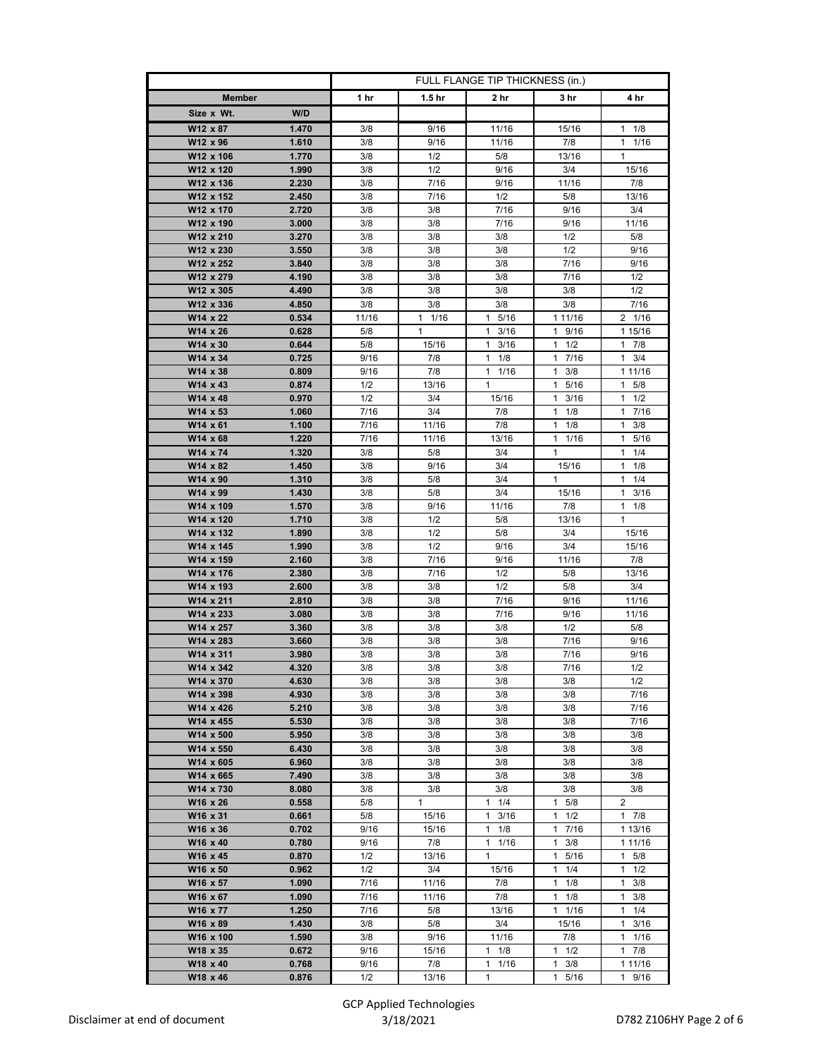| Member | | FULL FLANGE TIP THICKNESS (in.) | | | | |
|---|---|---|---|---|---|---|
| | | 1 hr | 1.5 hr | 2 hr | 3 hr | 4 hr |
| Size x Wt. | W/D | | | | | |
| W12 x 87 | 1.470 | 3/8 | 9/16 | 11/16 | 15/16 | 1 1/8 |
| W12 x 96 | 1.610 | 3/8 | 9/16 | 11/16 | 7/8 | 1 1/16 |
| W12 x 106 | 1.770 | 3/8 | 1/2 | 5/8 | 13/16 | 1 |
| W12 x 120 | 1.990 | 3/8 | 1/2 | 9/16 | 3/4 | 15/16 |
| W12 x 136 | 2.230 | 3/8 | 7/16 | 9/16 | 11/16 | 7/8 |
| W12 x 152 | 2.450 | 3/8 | 7/16 | 1/2 | 5/8 | 13/16 |
| W12 x 170 | 2.720 | 3/8 | 3/8 | 7/16 | 9/16 | 3/4 |
| W12 x 190 | 3.000 | 3/8 | 3/8 | 7/16 | 9/16 | 11/16 |
| W12 x 210 | 3.270 | 3/8 | 3/8 | 3/8 | 1/2 | 5/8 |
| W12 x 230 | 3.550 | 3/8 | 3/8 | 3/8 | 1/2 | 9/16 |
| W12 x 252 | 3.840 | 3/8 | 3/8 | 3/8 | 7/16 | 9/16 |
| W12 x 279 | 4.190 | 3/8 | 3/8 | 3/8 | 7/16 | 1/2 |
| W12 x 305 | 4.490 | 3/8 | 3/8 | 3/8 | 3/8 | 1/2 |
| W12 x 336 | 4.850 | 3/8 | 3/8 | 3/8 | 3/8 | 7/16 |
| W14 x 22 | 0.534 | 11/16 | 1 1/16 | 1 5/16 | 1 11/16 | 2 1/16 |
| W14 x 26 | 0.628 | 5/8 | 1 | 1 3/16 | 1 9/16 | 1 15/16 |
| W14 x 30 | 0.644 | 5/8 | 15/16 | 1 3/16 | 1 1/2 | 1 7/8 |
| W14 x 34 | 0.725 | 9/16 | 7/8 | 1 1/8 | 1 7/16 | 1 3/4 |
| W14 x 38 | 0.809 | 9/16 | 7/8 | 1 1/16 | 1 3/8 | 1 11/16 |
| W14 x 43 | 0.874 | 1/2 | 13/16 | 1 | 1 5/16 | 1 5/8 |
| W14 x 48 | 0.970 | 1/2 | 3/4 | 15/16 | 1 3/16 | 1 1/2 |
| W14 x 53 | 1.060 | 7/16 | 3/4 | 7/8 | 1 1/8 | 1 7/16 |
| W14 x 61 | 1.100 | 7/16 | 11/16 | 7/8 | 1 1/8 | 1 3/8 |
| W14 x 68 | 1.220 | 7/16 | 11/16 | 13/16 | 1 1/16 | 1 5/16 |
| W14 x 74 | 1.320 | 3/8 | 5/8 | 3/4 | 1 | 1 1/4 |
| W14 x 82 | 1.450 | 3/8 | 9/16 | 3/4 | 15/16 | 1 1/8 |
| W14 x 90 | 1.310 | 3/8 | 5/8 | 3/4 | 1 | 1 1/4 |
| W14 x 99 | 1.430 | 3/8 | 5/8 | 3/4 | 15/16 | 1 3/16 |
| W14 x 109 | 1.570 | 3/8 | 9/16 | 11/16 | 7/8 | 1 1/8 |
| W14 x 120 | 1.710 | 3/8 | 1/2 | 5/8 | 13/16 | 1 |
| W14 x 132 | 1.890 | 3/8 | 1/2 | 5/8 | 3/4 | 15/16 |
| W14 x 145 | 1.990 | 3/8 | 1/2 | 9/16 | 3/4 | 15/16 |
| W14 x 159 | 2.160 | 3/8 | 7/16 | 9/16 | 11/16 | 7/8 |
| W14 x 176 | 2.380 | 3/8 | 7/16 | 1/2 | 5/8 | 13/16 |
| W14 x 193 | 2.600 | 3/8 | 3/8 | 1/2 | 5/8 | 3/4 |
| W14 x 211 | 2.810 | 3/8 | 3/8 | 7/16 | 9/16 | 11/16 |
| W14 x 233 | 3.080 | 3/8 | 3/8 | 7/16 | 9/16 | 11/16 |
| W14 x 257 | 3.360 | 3/8 | 3/8 | 3/8 | 1/2 | 5/8 |
| W14 x 283 | 3.660 | 3/8 | 3/8 | 3/8 | 7/16 | 9/16 |
| W14 x 311 | 3.980 | 3/8 | 3/8 | 3/8 | 7/16 | 9/16 |
| W14 x 342 | 4.320 | 3/8 | 3/8 | 3/8 | 7/16 | 1/2 |
| W14 x 370 | 4.630 | 3/8 | 3/8 | 3/8 | 3/8 | 1/2 |
| W14 x 398 | 4.930 | 3/8 | 3/8 | 3/8 | 3/8 | 7/16 |
| W14 x 426 | 5.210 | 3/8 | 3/8 | 3/8 | 3/8 | 7/16 |
| W14 x 455 | 5.530 | 3/8 | 3/8 | 3/8 | 3/8 | 7/16 |
| W14 x 500 | 5.950 | 3/8 | 3/8 | 3/8 | 3/8 | 3/8 |
| W14 x 550 | 6.430 | 3/8 | 3/8 | 3/8 | 3/8 | 3/8 |
| W14 x 605 | 6.960 | 3/8 | 3/8 | 3/8 | 3/8 | 3/8 |
| W14 x 665 | 7.490 | 3/8 | 3/8 | 3/8 | 3/8 | 3/8 |
| W14 x 730 | 8.080 | 3/8 | 3/8 | 3/8 | 3/8 | 3/8 |
| W16 x 26 | 0.558 | 5/8 | 1 | 1 1/4 | 1 5/8 | 2 |
| W16 x 31 | 0.661 | 5/8 | 15/16 | 1 3/16 | 1 1/2 | 1 7/8 |
| W16 x 36 | 0.702 | 9/16 | 15/16 | 1 1/8 | 1 7/16 | 1 13/16 |
| W16 x 40 | 0.780 | 9/16 | 7/8 | 1 1/16 | 1 3/8 | 1 11/16 |
| W16 x 45 | 0.870 | 1/2 | 13/16 | 1 | 1 5/16 | 1 5/8 |
| W16 x 50 | 0.962 | 1/2 | 3/4 | 15/16 | 1 1/4 | 1 1/2 |
| W16 x 57 | 1.090 | 7/16 | 11/16 | 7/8 | 1 1/8 | 1 3/8 |
| W16 x 67 | 1.090 | 7/16 | 11/16 | 7/8 | 1 1/8 | 1 3/8 |
| W16 x 77 | 1.250 | 7/16 | 5/8 | 13/16 | 1 1/16 | 1 1/4 |
| W16 x 89 | 1.430 | 3/8 | 5/8 | 3/4 | 15/16 | 1 3/16 |
| W16 x 100 | 1.590 | 3/8 | 9/16 | 11/16 | 7/8 | 1 1/16 |
| W18 x 35 | 0.672 | 9/16 | 15/16 | 1 1/8 | 1 1/2 | 1 7/8 |
| W18 x 40 | 0.768 | 9/16 | 7/8 | 1 1/16 | 1 3/8 | 1 11/16 |
| W18 x 46 | 0.876 | 1/2 | 13/16 | 1 | 1 5/16 | 1 9/16 |

Disclaimer at end of document

GCP Applied Technologies
3/18/2021

D782 Z106HY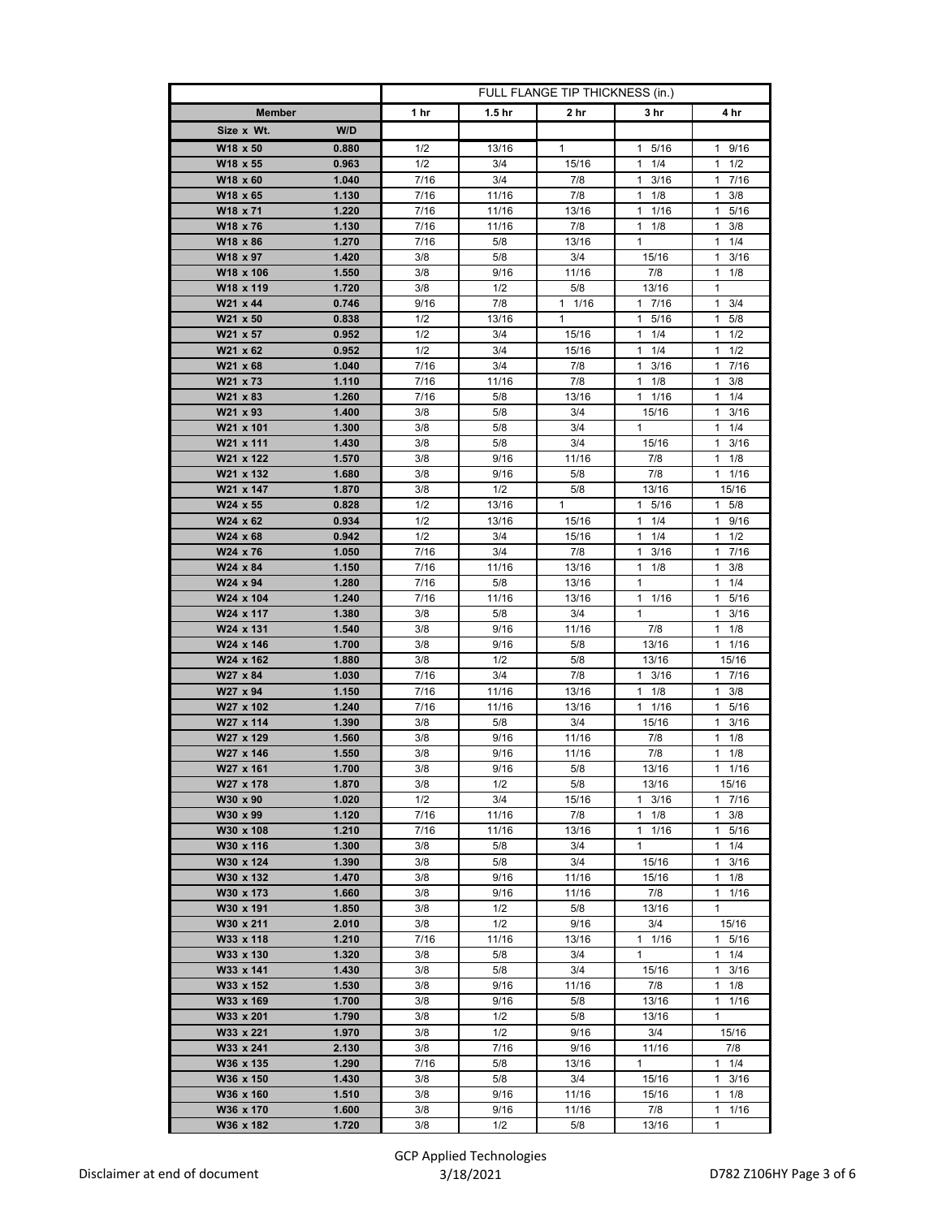| Member | | FULL FLANGE TIP THICKNESS (in.) | | | | |
|---|---|---|---|---|---|---|
| | | 1 hr | 1.5 hr | 2 hr | 3 hr | 4 hr |
| Size x Wt. | W/D | | | | | |
| W18 x 50 | 0.880 | 1/2 | 13/16 | 1 | 1 5/16 | 1 9/16 |
| W18 x 55 | 0.963 | 1/2 | 3/4 | 15/16 | 1 1/4 | 1 1/2 |
| W18 x 60 | 1.040 | 7/16 | 3/4 | 7/8 | 1 3/16 | 1 7/16 |
| W18 x 65 | 1.130 | 7/16 | 11/16 | 7/8 | 1 1/8 | 1 3/8 |
| W18 x 71 | 1.220 | 7/16 | 11/16 | 13/16 | 1 1/16 | 1 5/16 |
| W18 x 76 | 1.130 | 7/16 | 11/16 | 7/8 | 1 1/8 | 1 3/8 |
| W18 x 86 | 1.270 | 7/16 | 5/8 | 13/16 | 1 | 1 1/4 |
| W18 x 97 | 1.420 | 3/8 | 5/8 | 3/4 | 15/16 | 1 3/16 |
| W18 x 106 | 1.550 | 3/8 | 9/16 | 11/16 | 7/8 | 1 1/8 |
| W18 x 119 | 1.720 | 3/8 | 1/2 | 5/8 | 13/16 | 1 |
| W21 x 44 | 0.746 | 9/16 | 7/8 | 1 1/16 | 1 7/16 | 1 3/4 |
| W21 x 50 | 0.838 | 1/2 | 13/16 | 1 | 1 5/16 | 1 5/8 |
| W21 x 57 | 0.952 | 1/2 | 3/4 | 15/16 | 1 1/4 | 1 1/2 |
| W21 x 62 | 0.952 | 1/2 | 3/4 | 15/16 | 1 1/4 | 1 1/2 |
| W21 x 68 | 1.040 | 7/16 | 3/4 | 7/8 | 1 3/16 | 1 7/16 |
| W21 x 73 | 1.110 | 7/16 | 11/16 | 7/8 | 1 1/8 | 1 3/8 |
| W21 x 83 | 1.260 | 7/16 | 5/8 | 13/16 | 1 1/16 | 1 1/4 |
| W21 x 93 | 1.400 | 3/8 | 5/8 | 3/4 | 15/16 | 1 3/16 |
| W21 x 101 | 1.300 | 3/8 | 5/8 | 3/4 | 1 | 1 1/4 |
| W21 x 111 | 1.430 | 3/8 | 5/8 | 3/4 | 15/16 | 1 3/16 |
| W21 x 122 | 1.570 | 3/8 | 9/16 | 11/16 | 7/8 | 1 1/8 |
| W21 x 132 | 1.680 | 3/8 | 9/16 | 5/8 | 7/8 | 1 1/16 |
| W21 x 147 | 1.870 | 3/8 | 1/2 | 5/8 | 13/16 | 15/16 |
| W24 x 55 | 0.828 | 1/2 | 13/16 | 1 | 1 5/16 | 1 5/8 |
| W24 x 62 | 0.934 | 1/2 | 13/16 | 15/16 | 1 1/4 | 1 9/16 |
| W24 x 68 | 0.942 | 1/2 | 3/4 | 15/16 | 1 1/4 | 1 1/2 |
| W24 x 76 | 1.050 | 7/16 | 3/4 | 7/8 | 1 3/16 | 1 7/16 |
| W24 x 84 | 1.150 | 7/16 | 11/16 | 13/16 | 1 1/8 | 1 3/8 |
| W24 x 94 | 1.280 | 7/16 | 5/8 | 13/16 | 1 | 1 1/4 |
| W24 x 104 | 1.240 | 7/16 | 11/16 | 13/16 | 1 1/16 | 1 5/16 |
| W24 x 117 | 1.380 | 3/8 | 5/8 | 3/4 | 1 | 1 3/16 |
| W24 x 131 | 1.540 | 3/8 | 9/16 | 11/16 | 7/8 | 1 1/8 |
| W24 x 146 | 1.700 | 3/8 | 9/16 | 5/8 | 13/16 | 1 1/16 |
| W24 x 162 | 1.880 | 3/8 | 1/2 | 5/8 | 13/16 | 15/16 |
| W27 x 84 | 1.030 | 7/16 | 3/4 | 7/8 | 1 3/16 | 1 7/16 |
| W27 x 94 | 1.150 | 7/16 | 11/16 | 13/16 | 1 1/8 | 1 3/8 |
| W27 x 102 | 1.240 | 7/16 | 11/16 | 13/16 | 1 1/16 | 1 5/16 |
| W27 x 114 | 1.390 | 3/8 | 5/8 | 3/4 | 15/16 | 1 3/16 |
| W27 x 129 | 1.560 | 3/8 | 9/16 | 11/16 | 7/8 | 1 1/8 |
| W27 x 146 | 1.550 | 3/8 | 9/16 | 11/16 | 7/8 | 1 1/8 |
| W27 x 161 | 1.700 | 3/8 | 9/16 | 5/8 | 13/16 | 1 1/16 |
| W27 x 178 | 1.870 | 3/8 | 1/2 | 5/8 | 13/16 | 15/16 |
| W30 x 90 | 1.020 | 1/2 | 3/4 | 15/16 | 1 3/16 | 1 7/16 |
| W30 x 99 | 1.120 | 7/16 | 11/16 | 7/8 | 1 1/8 | 1 3/8 |
| W30 x 108 | 1.210 | 7/16 | 11/16 | 13/16 | 1 1/16 | 1 5/16 |
| W30 x 116 | 1.300 | 3/8 | 5/8 | 3/4 | 1 | 1 1/4 |
| W30 x 124 | 1.390 | 3/8 | 5/8 | 3/4 | 15/16 | 1 3/16 |
| W30 x 132 | 1.470 | 3/8 | 9/16 | 11/16 | 15/16 | 1 1/8 |
| W30 x 173 | 1.660 | 3/8 | 9/16 | 11/16 | 7/8 | 1 1/16 |
| W30 x 191 | 1.850 | 3/8 | 1/2 | 5/8 | 13/16 | 1 |
| W30 x 211 | 2.010 | 3/8 | 1/2 | 9/16 | 3/4 | 15/16 |
| W33 x 118 | 1.210 | 7/16 | 11/16 | 13/16 | 1 1/16 | 1 5/16 |
| W33 x 130 | 1.320 | 3/8 | 5/8 | 3/4 | 1 | 1 1/4 |
| W33 x 141 | 1.430 | 3/8 | 5/8 | 3/4 | 15/16 | 1 3/16 |
| W33 x 152 | 1.530 | 3/8 | 9/16 | 11/16 | 7/8 | 1 1/8 |
| W33 x 169 | 1.700 | 3/8 | 9/16 | 5/8 | 13/16 | 1 1/16 |
| W33 x 201 | 1.790 | 3/8 | 1/2 | 5/8 | 13/16 | 1 |
| W33 x 221 | 1.970 | 3/8 | 1/2 | 9/16 | 3/4 | 15/16 |
| W33 x 241 | 2.130 | 3/8 | 7/16 | 9/16 | 11/16 | 7/8 |
| W36 x 135 | 1.290 | 7/16 | 5/8 | 13/16 | 1 | 1 1/4 |
| W36 x 150 | 1.430 | 3/8 | 5/8 | 3/4 | 15/16 | 1 3/16 |
| W36 x 160 | 1.510 | 3/8 | 9/16 | 11/16 | 15/16 | 1 1/8 |
| W36 x 170 | 1.600 | 3/8 | 9/16 | 11/16 | 7/8 | 1 1/16 |
| W36 x 182 | 1.720 | 3/8 | 1/2 | 5/8 | 13/16 | 1 |

Disclaimer at end of document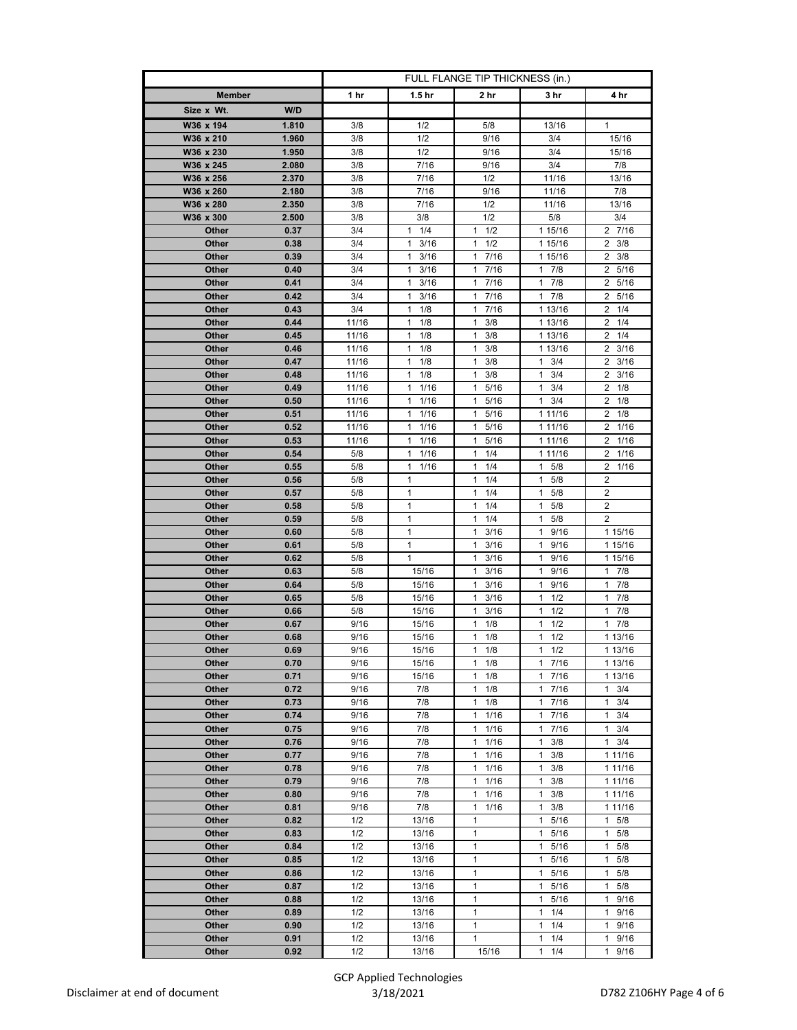| Member | | FULL FLANGE TIP THICKNESS (in.) | | | | |
|---|---|---|---|---|---|---|
| | | 1 hr | 1.5 hr | 2 hr | 3 hr | 4 hr |
| Size x Wt. | W/D | | | | | |
| W36 x 194 | 1.810 | 3/8 | 1/2 | 5/8 | 13/16 | 1 |
| W36 x 210 | 1.960 | 3/8 | 1/2 | 9/16 | 3/4 | 15/16 |
| W36 x 230 | 1.950 | 3/8 | 1/2 | 9/16 | 3/4 | 15/16 |
| W36 x 245 | 2.080 | 3/8 | 7/16 | 9/16 | 3/4 | 7/8 |
| W36 x 256 | 2.370 | 3/8 | 7/16 | 1/2 | 11/16 | 13/16 |
| W36 x 260 | 2.180 | 3/8 | 7/16 | 9/16 | 11/16 | 7/8 |
| W36 x 280 | 2.350 | 3/8 | 7/16 | 1/2 | 11/16 | 13/16 |
| W36 x 300 | 2.500 | 3/8 | 3/8 | 1/2 | 5/8 | 3/4 |
| Other | 0.37 | 3/4 | 1 1/4 | 1 1/2 | 1 15/16 | 2 7/16 |
| Other | 0.38 | 3/4 | 1 3/16 | 1 1/2 | 1 15/16 | 2 3/8 |
| Other | 0.39 | 3/4 | 1 3/16 | 1 7/16 | 1 15/16 | 2 3/8 |
| Other | 0.40 | 3/4 | 1 3/16 | 1 7/16 | 1 7/8 | 2 5/16 |
| Other | 0.41 | 3/4 | 1 3/16 | 1 7/16 | 1 7/8 | 2 5/16 |
| Other | 0.42 | 3/4 | 1 3/16 | 1 7/16 | 1 7/8 | 2 5/16 |
| Other | 0.43 | 3/4 | 1 1/8 | 1 7/16 | 1 13/16 | 2 1/4 |
| Other | 0.44 | 11/16 | 1 1/8 | 1 3/8 | 1 13/16 | 2 1/4 |
| Other | 0.45 | 11/16 | 1 1/8 | 1 3/8 | 1 13/16 | 2 1/4 |
| Other | 0.46 | 11/16 | 1 1/8 | 1 3/8 | 1 13/16 | 2 3/16 |
| Other | 0.47 | 11/16 | 1 1/8 | 1 3/8 | 1 3/4 | 2 3/16 |
| Other | 0.48 | 11/16 | 1 1/8 | 1 3/8 | 1 3/4 | 2 3/16 |
| Other | 0.49 | 11/16 | 1 1/16 | 1 5/16 | 1 3/4 | 2 1/8 |
| Other | 0.50 | 11/16 | 1 1/16 | 1 5/16 | 1 3/4 | 2 1/8 |
| Other | 0.51 | 11/16 | 1 1/16 | 1 5/16 | 1 11/16 | 2 1/8 |
| Other | 0.52 | 11/16 | 1 1/16 | 1 5/16 | 1 11/16 | 2 1/16 |
| Other | 0.53 | 11/16 | 1 1/16 | 1 5/16 | 1 11/16 | 2 1/16 |
| Other | 0.54 | 5/8 | 1 1/16 | 1 1/4 | 1 11/16 | 2 1/16 |
| Other | 0.55 | 5/8 | 1 1/16 | 1 1/4 | 1 5/8 | 2 1/16 |
| Other | 0.56 | 5/8 | 1 | 1 1/4 | 1 5/8 | 2 |
| Other | 0.57 | 5/8 | 1 | 1 1/4 | 1 5/8 | 2 |
| Other | 0.58 | 5/8 | 1 | 1 1/4 | 1 5/8 | 2 |
| Other | 0.59 | 5/8 | 1 | 1 1/4 | 1 5/8 | 2 |
| Other | 0.60 | 5/8 | 1 | 1 3/16 | 1 9/16 | 1 15/16 |
| Other | 0.61 | 5/8 | 1 | 1 3/16 | 1 9/16 | 1 15/16 |
| Other | 0.62 | 5/8 | 1 | 1 3/16 | 1 9/16 | 1 15/16 |
| Other | 0.63 | 5/8 | 15/16 | 1 3/16 | 1 9/16 | 1 7/8 |
| Other | 0.64 | 5/8 | 15/16 | 1 3/16 | 1 9/16 | 1 7/8 |
| Other | 0.65 | 5/8 | 15/16 | 1 3/16 | 1 1/2 | 1 7/8 |
| Other | 0.66 | 5/8 | 15/16 | 1 3/16 | 1 1/2 | 1 7/8 |
| Other | 0.67 | 9/16 | 15/16 | 1 1/8 | 1 1/2 | 1 7/8 |
| Other | 0.68 | 9/16 | 15/16 | 1 1/8 | 1 1/2 | 1 13/16 |
| Other | 0.69 | 9/16 | 15/16 | 1 1/8 | 1 1/2 | 1 13/16 |
| Other | 0.70 | 9/16 | 15/16 | 1 1/8 | 1 7/16 | 1 13/16 |
| Other | 0.71 | 9/16 | 15/16 | 1 1/8 | 1 7/16 | 1 13/16 |
| Other | 0.72 | 9/16 | 7/8 | 1 1/8 | 1 7/16 | 1 3/4 |
| Other | 0.73 | 9/16 | 7/8 | 1 1/8 | 1 7/16 | 1 3/4 |
| Other | 0.74 | 9/16 | 7/8 | 1 1/16 | 1 7/16 | 1 3/4 |
| Other | 0.75 | 9/16 | 7/8 | 1 1/16 | 1 7/16 | 1 3/4 |
| Other | 0.76 | 9/16 | 7/8 | 1 1/16 | 1 3/8 | 1 3/4 |
| Other | 0.77 | 9/16 | 7/8 | 1 1/16 | 1 3/8 | 1 11/16 |
| Other | 0.78 | 9/16 | 7/8 | 1 1/16 | 1 3/8 | 1 11/16 |
| Other | 0.79 | 9/16 | 7/8 | 1 1/16 | 1 3/8 | 1 11/16 |
| Other | 0.80 | 9/16 | 7/8 | 1 1/16 | 1 3/8 | 1 11/16 |
| Other | 0.81 | 9/16 | 7/8 | 1 1/16 | 1 3/8 | 1 11/16 |
| Other | 0.82 | 1/2 | 13/16 | 1 | 1 5/16 | 1 5/8 |
| Other | 0.83 | 1/2 | 13/16 | 1 | 1 5/16 | 1 5/8 |
| Other | 0.84 | 1/2 | 13/16 | 1 | 1 5/16 | 1 5/8 |
| Other | 0.85 | 1/2 | 13/16 | 1 | 1 5/16 | 1 5/8 |
| Other | 0.86 | 1/2 | 13/16 | 1 | 1 5/16 | 1 5/8 |
| Other | 0.87 | 1/2 | 13/16 | 1 | 1 5/16 | 1 5/8 |
| Other | 0.88 | 1/2 | 13/16 | 1 | 1 5/16 | 1 9/16 |
| Other | 0.89 | 1/2 | 13/16 | 1 | 1 1/4 | 1 9/16 |
| Other | 0.90 | 1/2 | 13/16 | 1 | 1 1/4 | 1 9/16 |
| Other | 0.91 | 1/2 | 13/16 | 1 | 1 1/4 | 1 9/16 |
| Other | 0.92 | 1/2 | 13/16 | 15/16 | 1 1/4 | 1 9/16 |

Disclaimer at end of document

GCP Applied Technologies
3/18/2021

D782 Z106HY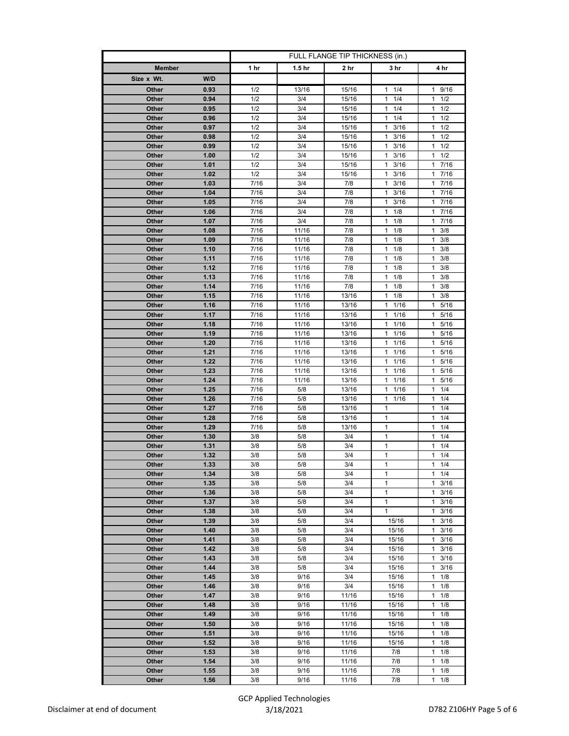| Member | | FULL FLANGE TIP THICKNESS (in.) | | | | |
|---|---|---|---|---|---|---|
| | | 1 hr | 1.5 hr | 2 hr | 3 hr | 4 hr |
| Size x Wt. | W/D | | | | | |
| Other | 0.93 | 1/2 | 13/16 | 15/16 | 1 1/4 | 1 9/16 |
| Other | 0.94 | 1/2 | 3/4 | 15/16 | 1 1/4 | 1 1/2 |
| Other | 0.95 | 1/2 | 3/4 | 15/16 | 1 1/4 | 1 1/2 |
| Other | 0.96 | 1/2 | 3/4 | 15/16 | 1 1/4 | 1 1/2 |
| Other | 0.97 | 1/2 | 3/4 | 15/16 | 1 3/16 | 1 1/2 |
| Other | 0.98 | 1/2 | 3/4 | 15/16 | 1 3/16 | 1 1/2 |
| Other | 0.99 | 1/2 | 3/4 | 15/16 | 1 3/16 | 1 1/2 |
| Other | 1.00 | 1/2 | 3/4 | 15/16 | 1 3/16 | 1 1/2 |
| Other | 1.01 | 1/2 | 3/4 | 15/16 | 1 3/16 | 1 7/16 |
| Other | 1.02 | 1/2 | 3/4 | 15/16 | 1 3/16 | 1 7/16 |
| Other | 1.03 | 7/16 | 3/4 | 7/8 | 1 3/16 | 1 7/16 |
| Other | 1.04 | 7/16 | 3/4 | 7/8 | 1 3/16 | 1 7/16 |
| Other | 1.05 | 7/16 | 3/4 | 7/8 | 1 3/16 | 1 7/16 |
| Other | 1.06 | 7/16 | 3/4 | 7/8 | 1 1/8 | 1 7/16 |
| Other | 1.07 | 7/16 | 3/4 | 7/8 | 1 1/8 | 1 7/16 |
| Other | 1.08 | 7/16 | 11/16 | 7/8 | 1 1/8 | 1 3/8 |
| Other | 1.09 | 7/16 | 11/16 | 7/8 | 1 1/8 | 1 3/8 |
| Other | 1.10 | 7/16 | 11/16 | 7/8 | 1 1/8 | 1 3/8 |
| Other | 1.11 | 7/16 | 11/16 | 7/8 | 1 1/8 | 1 3/8 |
| Other | 1.12 | 7/16 | 11/16 | 7/8 | 1 1/8 | 1 3/8 |
| Other | 1.13 | 7/16 | 11/16 | 7/8 | 1 1/8 | 1 3/8 |
| Other | 1.14 | 7/16 | 11/16 | 7/8 | 1 1/8 | 1 3/8 |
| Other | 1.15 | 7/16 | 11/16 | 13/16 | 1 1/8 | 1 3/8 |
| Other | 1.16 | 7/16 | 11/16 | 13/16 | 1 1/16 | 1 5/16 |
| Other | 1.17 | 7/16 | 11/16 | 13/16 | 1 1/16 | 1 5/16 |
| Other | 1.18 | 7/16 | 11/16 | 13/16 | 1 1/16 | 1 5/16 |
| Other | 1.19 | 7/16 | 11/16 | 13/16 | 1 1/16 | 1 5/16 |
| Other | 1.20 | 7/16 | 11/16 | 13/16 | 1 1/16 | 1 5/16 |
| Other | 1.21 | 7/16 | 11/16 | 13/16 | 1 1/16 | 1 5/16 |
| Other | 1.22 | 7/16 | 11/16 | 13/16 | 1 1/16 | 1 5/16 |
| Other | 1.23 | 7/16 | 11/16 | 13/16 | 1 1/16 | 1 5/16 |
| Other | 1.24 | 7/16 | 11/16 | 13/16 | 1 1/16 | 1 5/16 |
| Other | 1.25 | 7/16 | 5/8 | 13/16 | 1 1/16 | 1 1/4 |
| Other | 1.26 | 7/16 | 5/8 | 13/16 | 1 1/16 | 1 1/4 |
| Other | 1.27 | 7/16 | 5/8 | 13/16 | 1 | 1 1/4 |
| Other | 1.28 | 7/16 | 5/8 | 13/16 | 1 | 1 1/4 |
| Other | 1.29 | 7/16 | 5/8 | 13/16 | 1 | 1 1/4 |
| Other | 1.30 | 3/8 | 5/8 | 3/4 | 1 | 1 1/4 |
| Other | 1.31 | 3/8 | 5/8 | 3/4 | 1 | 1 1/4 |
| Other | 1.32 | 3/8 | 5/8 | 3/4 | 1 | 1 1/4 |
| Other | 1.33 | 3/8 | 5/8 | 3/4 | 1 | 1 1/4 |
| Other | 1.34 | 3/8 | 5/8 | 3/4 | 1 | 1 1/4 |
| Other | 1.35 | 3/8 | 5/8 | 3/4 | 1 | 1 3/16 |
| Other | 1.36 | 3/8 | 5/8 | 3/4 | 1 | 1 3/16 |
| Other | 1.37 | 3/8 | 5/8 | 3/4 | 1 | 1 3/16 |
| Other | 1.38 | 3/8 | 5/8 | 3/4 | 1 | 1 3/16 |
| Other | 1.39 | 3/8 | 5/8 | 3/4 | 15/16 | 1 3/16 |
| Other | 1.40 | 3/8 | 5/8 | 3/4 | 15/16 | 1 3/16 |
| Other | 1.41 | 3/8 | 5/8 | 3/4 | 15/16 | 1 3/16 |
| Other | 1.42 | 3/8 | 5/8 | 3/4 | 15/16 | 1 3/16 |
| Other | 1.43 | 3/8 | 5/8 | 3/4 | 15/16 | 1 3/16 |
| Other | 1.44 | 3/8 | 5/8 | 3/4 | 15/16 | 1 3/16 |
| Other | 1.45 | 3/8 | 9/16 | 3/4 | 15/16 | 1 1/8 |
| Other | 1.46 | 3/8 | 9/16 | 3/4 | 15/16 | 1 1/8 |
| Other | 1.47 | 3/8 | 9/16 | 11/16 | 15/16 | 1 1/8 |
| Other | 1.48 | 3/8 | 9/16 | 11/16 | 15/16 | 1 1/8 |
| Other | 1.49 | 3/8 | 9/16 | 11/16 | 15/16 | 1 1/8 |
| Other | 1.50 | 3/8 | 9/16 | 11/16 | 15/16 | 1 1/8 |
| Other | 1.51 | 3/8 | 9/16 | 11/16 | 15/16 | 1 1/8 |
| Other | 1.52 | 3/8 | 9/16 | 11/16 | 15/16 | 1 1/8 |
| Other | 1.53 | 3/8 | 9/16 | 11/16 | 7/8 | 1 1/8 |
| Other | 1.54 | 3/8 | 9/16 | 11/16 | 7/8 | 1 1/8 |
| Other | 1.55 | 3/8 | 9/16 | 11/16 | 7/8 | 1 1/8 |
| Other | 1.56 | 3/8 | 9/16 | 11/16 | 7/8 | 1 1/8 |

Disclaimer at end of document

GCP Applied Technologies
3/18/2021

D782 Z106HY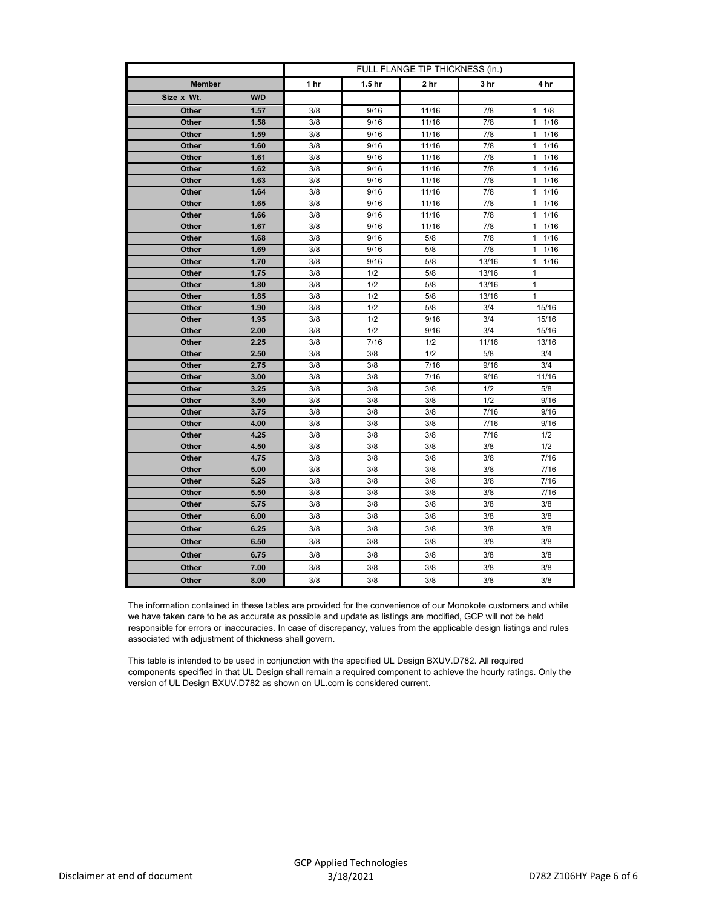| | | FULL FLANGE TIP THICKNESS (in.) | | | | |
|---|---|---|---|---|---|---|
| **Member** | | **1 hr** | **1.5 hr** | **2 hr** | **3 hr** | **4 hr** |
| **Size x Wt.** | **W/D** | | | | | |
| **Other** | **1.57** | 3/8 | 9/16 | 11/16 | 7/8 | 1 1/8 |
| **Other** | **1.58** | 3/8 | 9/16 | 11/16 | 7/8 | 1 1/16 |
| **Other** | **1.59** | 3/8 | 9/16 | 11/16 | 7/8 | 1 1/16 |
| **Other** | **1.60** | 3/8 | 9/16 | 11/16 | 7/8 | 1 1/16 |
| **Other** | **1.61** | 3/8 | 9/16 | 11/16 | 7/8 | 1 1/16 |
| **Other** | **1.62** | 3/8 | 9/16 | 11/16 | 7/8 | 1 1/16 |
| **Other** | **1.63** | 3/8 | 9/16 | 11/16 | 7/8 | 1 1/16 |
| **Other** | **1.64** | 3/8 | 9/16 | 11/16 | 7/8 | 1 1/16 |
| **Other** | **1.65** | 3/8 | 9/16 | 11/16 | 7/8 | 1 1/16 |
| **Other** | **1.66** | 3/8 | 9/16 | 11/16 | 7/8 | 1 1/16 |
| **Other** | **1.67** | 3/8 | 9/16 | 11/16 | 7/8 | 1 1/16 |
| **Other** | **1.68** | 3/8 | 9/16 | 5/8 | 7/8 | 1 1/16 |
| **Other** | **1.69** | 3/8 | 9/16 | 5/8 | 7/8 | 1 1/16 |
| **Other** | **1.70** | 3/8 | 9/16 | 5/8 | 13/16 | 1 1/16 |
| **Other** | **1.75** | 3/8 | 1/2 | 5/8 | 13/16 | 1 |
| **Other** | **1.80** | 3/8 | 1/2 | 5/8 | 13/16 | 1 |
| **Other** | **1.85** | 3/8 | 1/2 | 5/8 | 13/16 | 1 |
| **Other** | **1.90** | 3/8 | 1/2 | 5/8 | 3/4 | 15/16 |
| **Other** | **1.95** | 3/8 | 1/2 | 9/16 | 3/4 | 15/16 |
| **Other** | **2.00** | 3/8 | 1/2 | 9/16 | 3/4 | 15/16 |
| **Other** | **2.25** | 3/8 | 7/16 | 1/2 | 11/16 | 13/16 |
| **Other** | **2.50** | 3/8 | 3/8 | 1/2 | 5/8 | 3/4 |
| **Other** | **2.75** | 3/8 | 3/8 | 7/16 | 9/16 | 3/4 |
| **Other** | **3.00** | 3/8 | 3/8 | 7/16 | 9/16 | 11/16 |
| **Other** | **3.25** | 3/8 | 3/8 | 3/8 | 1/2 | 5/8 |
| **Other** | **3.50** | 3/8 | 3/8 | 3/8 | 1/2 | 9/16 |
| **Other** | **3.75** | 3/8 | 3/8 | 3/8 | 7/16 | 9/16 |
| **Other** | **4.00** | 3/8 | 3/8 | 3/8 | 7/16 | 9/16 |
| **Other** | **4.25** | 3/8 | 3/8 | 3/8 | 7/16 | 1/2 |
| **Other** | **4.50** | 3/8 | 3/8 | 3/8 | 3/8 | 1/2 |
| **Other** | **4.75** | 3/8 | 3/8 | 3/8 | 3/8 | 7/16 |
| **Other** | **5.00** | 3/8 | 3/8 | 3/8 | 3/8 | 7/16 |
| **Other** | **5.25** | 3/8 | 3/8 | 3/8 | 3/8 | 7/16 |
| **Other** | **5.50** | 3/8 | 3/8 | 3/8 | 3/8 | 7/16 |
| **Other** | **5.75** | 3/8 | 3/8 | 3/8 | 3/8 | 3/8 |
| **Other** | **6.00** | 3/8 | 3/8 | 3/8 | 3/8 | 3/8 |
| **Other** | **6.25** | 3/8 | 3/8 | 3/8 | 3/8 | 3/8 |
| **Other** | **6.50** | 3/8 | 3/8 | 3/8 | 3/8 | 3/8 |
| **Other** | **6.75** | 3/8 | 3/8 | 3/8 | 3/8 | 3/8 |
| **Other** | **7.00** | 3/8 | 3/8 | 3/8 | 3/8 | 3/8 |
| **Other** | **8.00** | 3/8 | 3/8 | 3/8 | 3/8 | 3/8 |

The information contained in these tables are provided for the convenience of our Monokote customers and while we have taken care to be as accurate as possible and update as listings are modified, GCP will not be held responsible for errors or inaccuracies. In case of discrepancy, values from the applicable design listings and rules associated with adjustment of thickness shall govern.

This table is intended to be used in conjunction with the specified UL Design BXUV.D782. All required components specified in that UL Design shall remain a required component to achieve the hourly ratings. Only the version of UL Design BXUV.D782 as shown on UL.com is considered current.